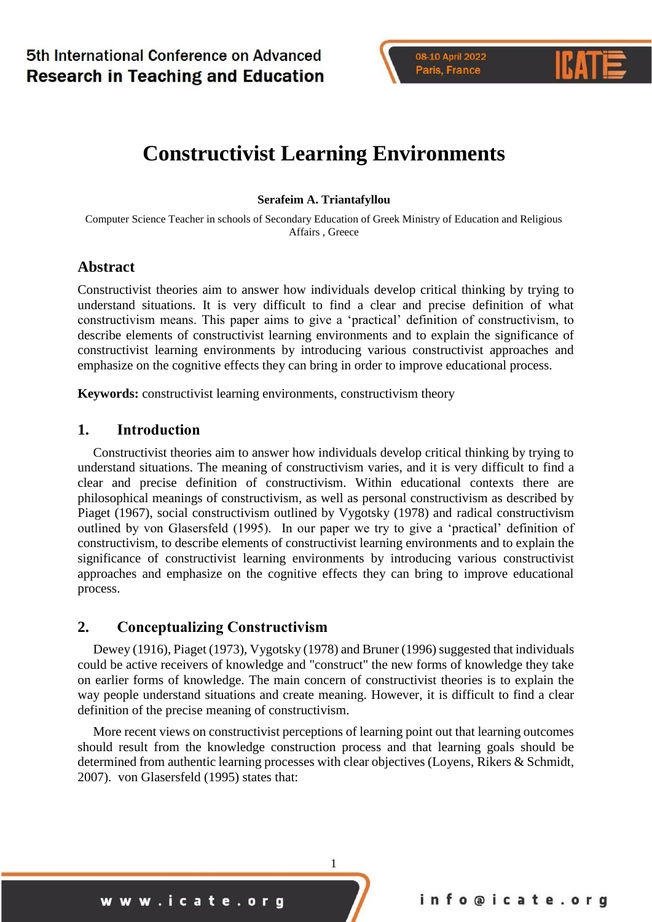# Constructivist Learning Environments

**Serafeim A. Triantafyllou**

Computer Science Teacher in schools of Secondary Education of Greek Ministry of Education and Religious Affairs , Greece

## Abstract

Constructivist theories aim to answer how individuals develop critical thinking by trying to understand situations. It is very difficult to find a clear and precise definition of what constructivism means. This paper aims to give a 'practical' definition of constructivism, to describe elements of constructivist learning environments and to explain the significance of constructivist learning environments by introducing various constructivist approaches and emphasize on the cognitive effects they can bring in order to improve educational process.

**Keywords:** constructivist learning environments, constructivism theory

## 1. Introduction

Constructivist theories aim to answer how individuals develop critical thinking by trying to understand situations. The meaning of constructivism varies, and it is very difficult to find a clear and precise definition of constructivism. Within educational contexts there are philosophical meanings of constructivism, as well as personal constructivism as described by Piaget (1967), social constructivism outlined by Vygotsky (1978) and radical constructivism outlined by von Glasersfeld (1995). In our paper we try to give a 'practical' definition of constructivism, to describe elements of constructivist learning environments and to explain the significance of constructivist learning environments by introducing various constructivist approaches and emphasize on the cognitive effects they can bring to improve educational process.

## 2. Conceptualizing Constructivism

Dewey (1916), Piaget (1973), Vygotsky (1978) and Bruner (1996) suggested that individuals could be active receivers of knowledge and "construct" the new forms of knowledge they take on earlier forms of knowledge. The main concern of constructivist theories is to explain the way people understand situations and create meaning. However, it is difficult to find a clear definition of the precise meaning of constructivism.

More recent views on constructivist perceptions of learning point out that learning outcomes should result from the knowledge construction process and that learning goals should be determined from authentic learning processes with clear objectives (Loyens, Rikers & Schmidt, 2007). von Glasersfeld (1995) states that: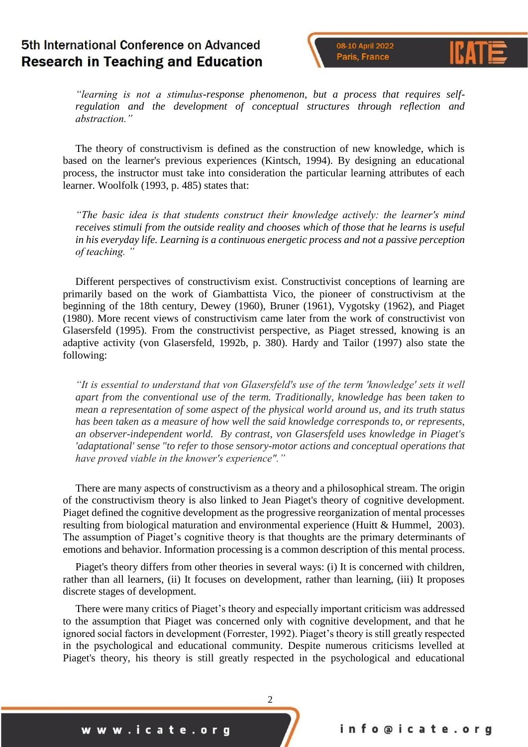*"learning is not a stimulus-response phenomenon, but a process that requires self-regulation and the development of conceptual structures through reflection and abstraction."*

The theory of constructivism is defined as the construction of new knowledge, which is based on the learner's previous experiences (Kintsch, 1994). By designing an educational process, the instructor must take into consideration the particular learning attributes of each learner. Woolfolk (1993, p. 485) states that:

*"The basic idea is that students construct their knowledge actively: the learner's mind receives stimuli from the outside reality and chooses which of those that he learns is useful in his everyday life. Learning is a continuous energetic process and not a passive perception of teaching. "*

Different perspectives of constructivism exist. Constructivist conceptions of learning are primarily based on the work of Giambattista Vico, the pioneer of constructivism at the beginning of the 18th century, Dewey (1960), Bruner (1961), Vygotsky (1962), and Piaget (1980). More recent views of constructivism came later from the work of constructivist von Glasersfeld (1995). From the constructivist perspective, as Piaget stressed, knowing is an adaptive activity (von Glasersfeld, 1992b, p. 380). Hardy and Tailor (1997) also state the following:

*"It is essential to understand that von Glasersfeld's use of the term 'knowledge' sets it well apart from the conventional use of the term. Traditionally, knowledge has been taken to mean a representation of some aspect of the physical world around us, and its truth status has been taken as a measure of how well the said knowledge corresponds to, or represents, an observer-independent world. By contrast, von Glasersfeld uses knowledge in Piaget's 'adaptational' sense "to refer to those sensory-motor actions and conceptual operations that have proved viable in the knower's experience"."*

There are many aspects of constructivism as a theory and a philosophical stream. The origin of the constructivism theory is also linked to Jean Piaget's theory of cognitive development. Piaget defined the cognitive development as the progressive reorganization of mental processes resulting from biological maturation and environmental experience (Huitt & Hummel, 2003). The assumption of Piaget's cognitive theory is that thoughts are the primary determinants of emotions and behavior. Information processing is a common description of this mental process.

Piaget's theory differs from other theories in several ways: (i) It is concerned with children, rather than all learners, (ii) It focuses on development, rather than learning, (iii) It proposes discrete stages of development.

There were many critics of Piaget's theory and especially important criticism was addressed to the assumption that Piaget was concerned only with cognitive development, and that he ignored social factors in development (Forrester, 1992). Piaget's theory is still greatly respected in the psychological and educational community. Despite numerous criticisms levelled at Piaget's theory, his theory is still greatly respected in the psychological and educational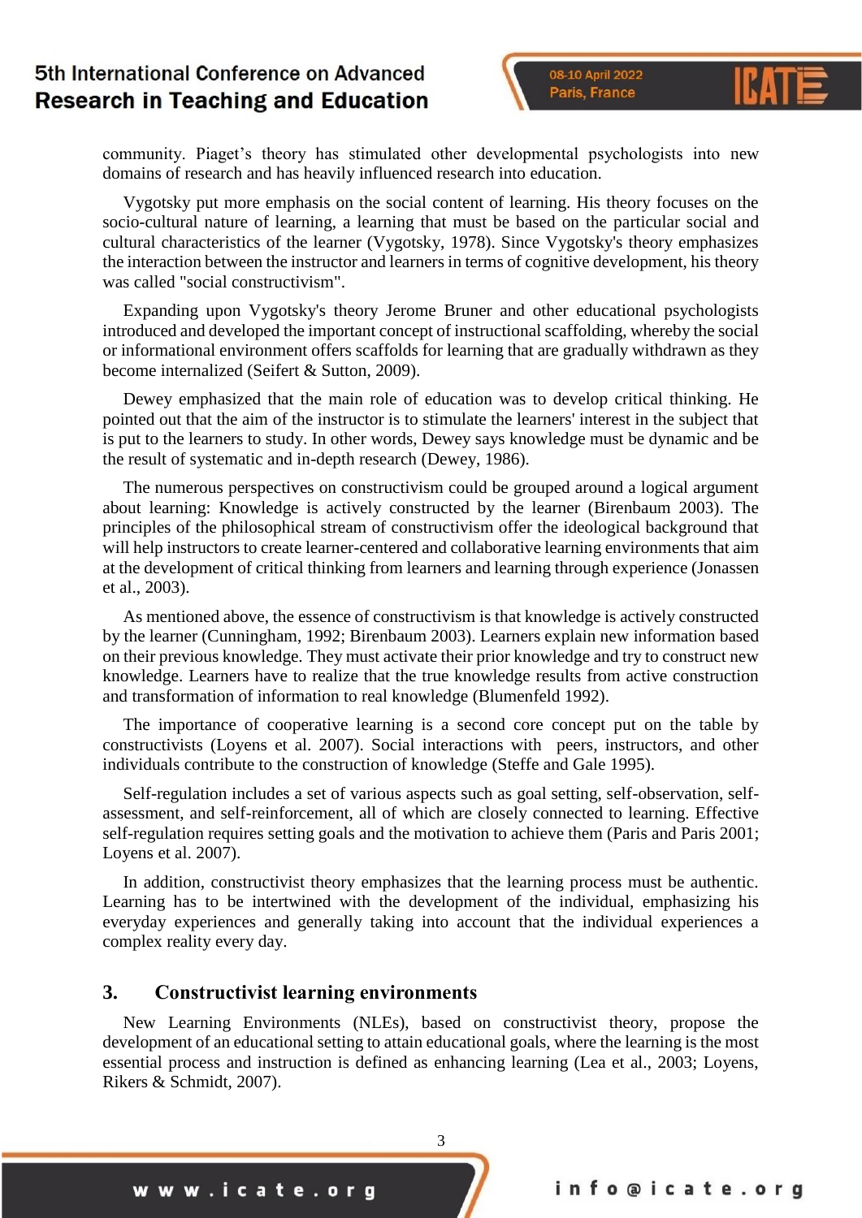community. Piaget's theory has stimulated other developmental psychologists into new domains of research and has heavily influenced research into education.

Vygotsky put more emphasis on the social content of learning. His theory focuses on the socio-cultural nature of learning, a learning that must be based on the particular social and cultural characteristics of the learner (Vygotsky, 1978). Since Vygotsky's theory emphasizes the interaction between the instructor and learners in terms of cognitive development, his theory was called "social constructivism".

Expanding upon Vygotsky's theory Jerome Bruner and other educational psychologists introduced and developed the important concept of instructional scaffolding, whereby the social or informational environment offers scaffolds for learning that are gradually withdrawn as they become internalized (Seifert & Sutton, 2009).

Dewey emphasized that the main role of education was to develop critical thinking. He pointed out that the aim of the instructor is to stimulate the learners' interest in the subject that is put to the learners to study. In other words, Dewey says knowledge must be dynamic and be the result of systematic and in-depth research (Dewey, 1986).

The numerous perspectives on constructivism could be grouped around a logical argument about learning: Knowledge is actively constructed by the learner (Birenbaum 2003). The principles of the philosophical stream of constructivism offer the ideological background that will help instructors to create learner-centered and collaborative learning environments that aim at the development of critical thinking from learners and learning through experience (Jonassen et al., 2003).

As mentioned above, the essence of constructivism is that knowledge is actively constructed by the learner (Cunningham, 1992; Birenbaum 2003). Learners explain new information based on their previous knowledge. They must activate their prior knowledge and try to construct new knowledge. Learners have to realize that the true knowledge results from active construction and transformation of information to real knowledge (Blumenfeld 1992).

The importance of cooperative learning is a second core concept put on the table by constructivists (Loyens et al. 2007). Social interactions with peers, instructors, and other individuals contribute to the construction of knowledge (Steffe and Gale 1995).

Self-regulation includes a set of various aspects such as goal setting, self-observation, self-assessment, and self-reinforcement, all of which are closely connected to learning. Effective self-regulation requires setting goals and the motivation to achieve them (Paris and Paris 2001; Loyens et al. 2007).

In addition, constructivist theory emphasizes that the learning process must be authentic. Learning has to be intertwined with the development of the individual, emphasizing his everyday experiences and generally taking into account that the individual experiences a complex reality every day.

## 3. Constructivist learning environments

New Learning Environments (NLEs), based on constructivist theory, propose the development of an educational setting to attain educational goals, where the learning is the most essential process and instruction is defined as enhancing learning (Lea et al., 2003; Loyens, Rikers & Schmidt, 2007).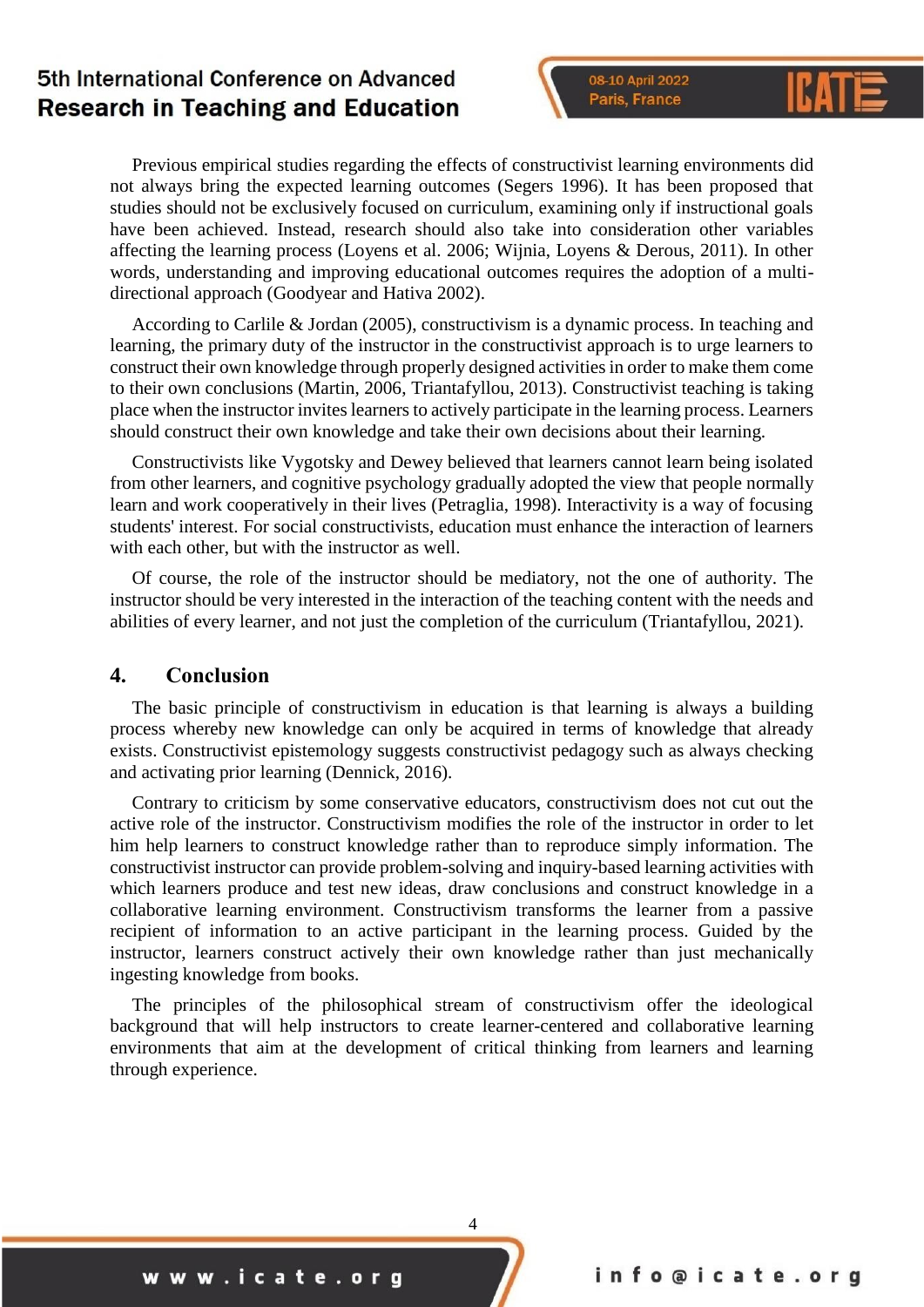Previous empirical studies regarding the effects of constructivist learning environments did not always bring the expected learning outcomes (Segers 1996). It has been proposed that studies should not be exclusively focused on curriculum, examining only if instructional goals have been achieved. Instead, research should also take into consideration other variables affecting the learning process (Loyens et al. 2006; Wijnia, Loyens & Derous, 2011). In other words, understanding and improving educational outcomes requires the adoption of a multi-directional approach (Goodyear and Hativa 2002).

According to Carlile & Jordan (2005), constructivism is a dynamic process. In teaching and learning, the primary duty of the instructor in the constructivist approach is to urge learners to construct their own knowledge through properly designed activities in order to make them come to their own conclusions (Martin, 2006, Triantafyllou, 2013). Constructivist teaching is taking place when the instructor invites learners to actively participate in the learning process. Learners should construct their own knowledge and take their own decisions about their learning.

Constructivists like Vygotsky and Dewey believed that learners cannot learn being isolated from other learners, and cognitive psychology gradually adopted the view that people normally learn and work cooperatively in their lives (Petraglia, 1998). Interactivity is a way of focusing students' interest. For social constructivists, education must enhance the interaction of learners with each other, but with the instructor as well.

Of course, the role of the instructor should be mediatory, not the one of authority. The instructor should be very interested in the interaction of the teaching content with the needs and abilities of every learner, and not just the completion of the curriculum (Triantafyllou, 2021).

## 4. Conclusion

The basic principle of constructivism in education is that learning is always a building process whereby new knowledge can only be acquired in terms of knowledge that already exists. Constructivist epistemology suggests constructivist pedagogy such as always checking and activating prior learning (Dennick, 2016).

Contrary to criticism by some conservative educators, constructivism does not cut out the active role of the instructor. Constructivism modifies the role of the instructor in order to let him help learners to construct knowledge rather than to reproduce simply information. The constructivist instructor can provide problem-solving and inquiry-based learning activities with which learners produce and test new ideas, draw conclusions and construct knowledge in a collaborative learning environment. Constructivism transforms the learner from a passive recipient of information to an active participant in the learning process. Guided by the instructor, learners construct actively their own knowledge rather than just mechanically ingesting knowledge from books.

The principles of the philosophical stream of constructivism offer the ideological background that will help instructors to create learner-centered and collaborative learning environments that aim at the development of critical thinking from learners and learning through experience.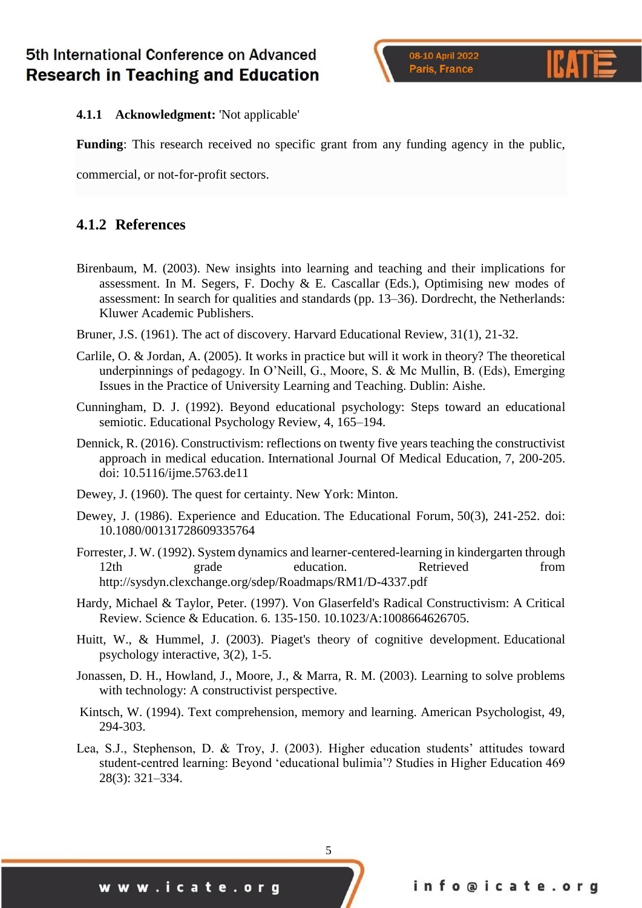#### 4.1.1 Acknowledgment: 'Not applicable'

**Funding**: This research received no specific grant from any funding agency in the public, commercial, or not-for-profit sectors.

### 4.1.2 References

Birenbaum, M. (2003). New insights into learning and teaching and their implications for assessment. In M. Segers, F. Dochy & E. Cascallar (Eds.), Optimising new modes of assessment: In search for qualities and standards (pp. 13–36). Dordrecht, the Netherlands: Kluwer Academic Publishers.

Bruner, J.S. (1961). The act of discovery. Harvard Educational Review, 31(1), 21-32.

Carlile, O. & Jordan, A. (2005). It works in practice but will it work in theory? The theoretical underpinnings of pedagogy. In O'Neill, G., Moore, S. & Mc Mullin, B. (Eds), Emerging Issues in the Practice of University Learning and Teaching. Dublin: Aishe.

Cunningham, D. J. (1992). Beyond educational psychology: Steps toward an educational semiotic. Educational Psychology Review, 4, 165–194.

Dennick, R. (2016). Constructivism: reflections on twenty five years teaching the constructivist approach in medical education. International Journal Of Medical Education, 7, 200-205. doi: 10.5116/ijme.5763.de11

Dewey, J. (1960). The quest for certainty. New York: Minton.

Dewey, J. (1986). Experience and Education. The Educational Forum, 50(3), 241-252. doi: 10.1080/00131728609335764

Forrester, J. W. (1992). System dynamics and learner-centered-learning in kindergarten through 12th grade education. Retrieved from http://sysdyn.clexchange.org/sdep/Roadmaps/RM1/D-4337.pdf

Hardy, Michael & Taylor, Peter. (1997). Von Glaserfeld's Radical Constructivism: A Critical Review. Science & Education. 6. 135-150. 10.1023/A:1008664626705.

Huitt, W., & Hummel, J. (2003). Piaget's theory of cognitive development. Educational psychology interactive, 3(2), 1-5.

Jonassen, D. H., Howland, J., Moore, J., & Marra, R. M. (2003). Learning to solve problems with technology: A constructivist perspective.

Kintsch, W. (1994). Text comprehension, memory and learning. American Psychologist, 49, 294-303.

Lea, S.J., Stephenson, D. & Troy, J. (2003). Higher education students' attitudes toward student-centred learning: Beyond 'educational bulimia'? Studies in Higher Education 469 28(3): 321–334.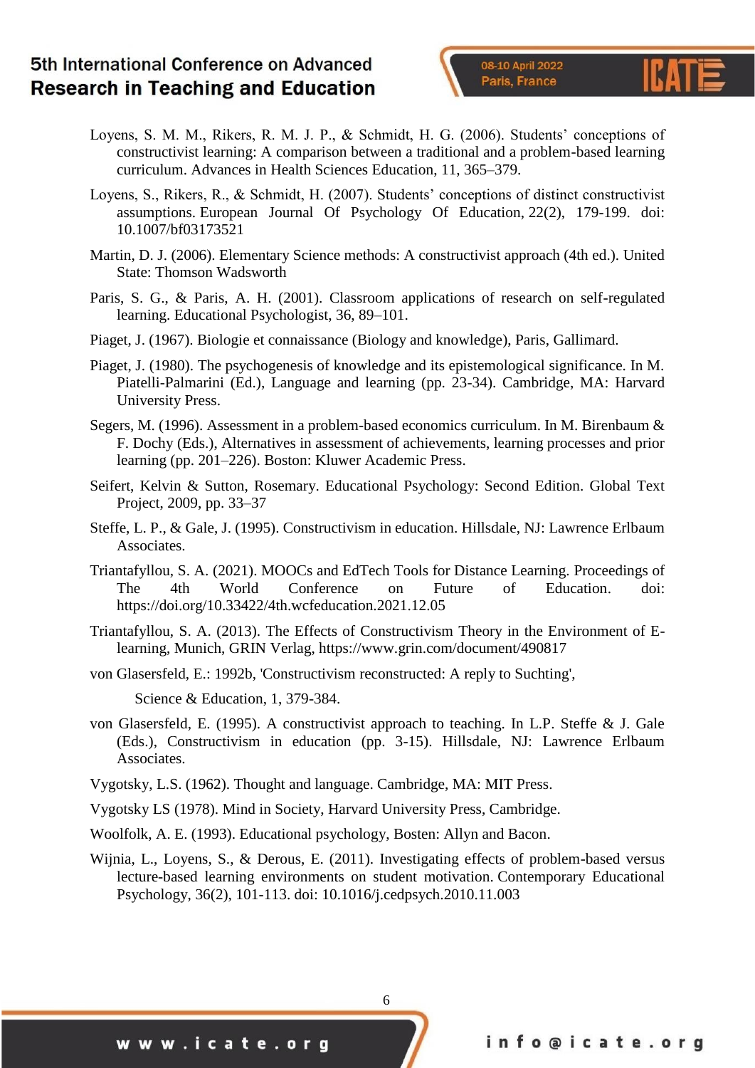Loyens, S. M. M., Rikers, R. M. J. P., & Schmidt, H. G. (2006). Students' conceptions of constructivist learning: A comparison between a traditional and a problem-based learning curriculum. Advances in Health Sciences Education, 11, 365–379.

Loyens, S., Rikers, R., & Schmidt, H. (2007). Students' conceptions of distinct constructivist assumptions. European Journal Of Psychology Of Education, 22(2), 179-199. doi: 10.1007/bf03173521

Martin, D. J. (2006). Elementary Science methods: A constructivist approach (4th ed.). United State: Thomson Wadsworth

Paris, S. G., & Paris, A. H. (2001). Classroom applications of research on self-regulated learning. Educational Psychologist, 36, 89–101.

Piaget, J. (1967). Biologie et connaissance (Biology and knowledge), Paris, Gallimard.

Piaget, J. (1980). The psychogenesis of knowledge and its epistemological significance. In M. Piatelli-Palmarini (Ed.), Language and learning (pp. 23-34). Cambridge, MA: Harvard University Press.

Segers, M. (1996). Assessment in a problem-based economics curriculum. In M. Birenbaum & F. Dochy (Eds.), Alternatives in assessment of achievements, learning processes and prior learning (pp. 201–226). Boston: Kluwer Academic Press.

Seifert, Kelvin & Sutton, Rosemary. Educational Psychology: Second Edition. Global Text Project, 2009, pp. 33–37

Steffe, L. P., & Gale, J. (1995). Constructivism in education. Hillsdale, NJ: Lawrence Erlbaum Associates.

Triantafyllou, S. A. (2021). MOOCs and EdTech Tools for Distance Learning. Proceedings of The 4th World Conference on Future of Education. doi: https://doi.org/10.33422/4th.wcfeducation.2021.12.05

Triantafyllou, S. A. (2013). The Effects of Constructivism Theory in the Environment of E-learning, Munich, GRIN Verlag, https://www.grin.com/document/490817

von Glasersfeld, E.: 1992b, 'Constructivism reconstructed: A reply to Suchting',

Science & Education, 1, 379-384.

von Glasersfeld, E. (1995). A constructivist approach to teaching. In L.P. Steffe & J. Gale (Eds.), Constructivism in education (pp. 3-15). Hillsdale, NJ: Lawrence Erlbaum Associates.

Vygotsky, L.S. (1962). Thought and language. Cambridge, MA: MIT Press.

Vygotsky LS (1978). Mind in Society, Harvard University Press, Cambridge.

Woolfolk, A. E. (1993). Educational psychology, Bosten: Allyn and Bacon.

Wijnia, L., Loyens, S., & Derous, E. (2011). Investigating effects of problem-based versus lecture-based learning environments on student motivation. Contemporary Educational Psychology, 36(2), 101-113. doi: 10.1016/j.cedpsych.2010.11.003